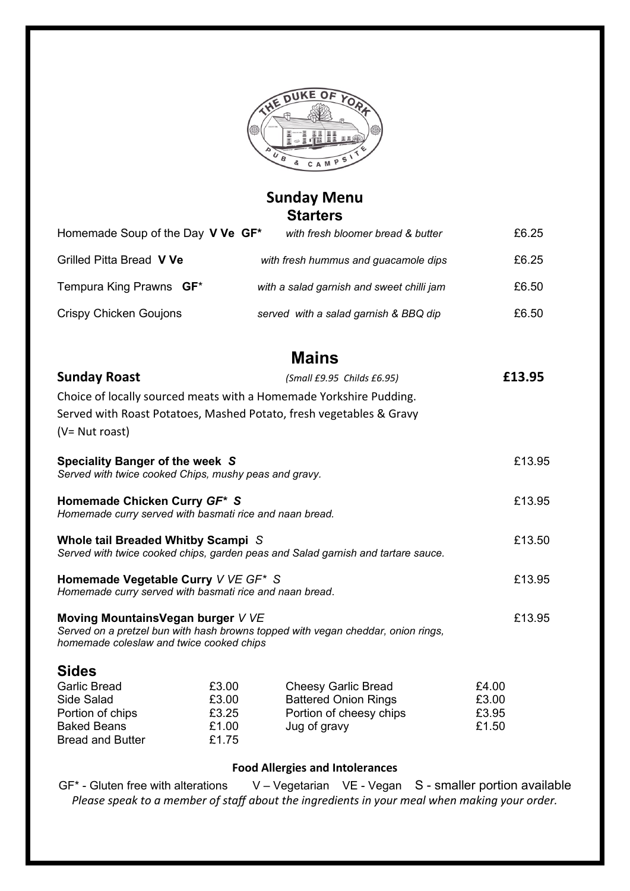# Sunday Menu

## Starters

| | | |
|---|---|---|
| Homemade Soup of the Day **V Ve GF*** | *with fresh bloomer bread & butter* | £6.25 |
| Grilled Pitta Bread **V Ve** | *with fresh hummus and guacamole dips* | £6.25 |
| Tempura King Prawns **GF*** | *with a salad garnish and sweet chilli jam* | £6.50 |
| Crispy Chicken Goujons | *served with a salad garnish & BBQ dip* | £6.50 |

## Mains

**Sunday Roast** *(Small £9.95 Childs £6.95)* **£13.95**

Choice of locally sourced meats with a Homemade Yorkshire Pudding.
Served with Roast Potatoes, Mashed Potato, fresh vegetables & Gravy
(V= Nut roast)

**Speciality Banger of the week *S*** £13.95
*Served with twice cooked Chips, mushy peas and gravy.*

**Homemade Chicken Curry *GF* S*** £13.95
*Homemade curry served with basmati rice and naan bread.*

**Whole tail Breaded Whitby Scampi** *S* £13.50
*Served with twice cooked chips, garden peas and Salad garnish and tartare sauce.*

**Homemade Vegetable Curry** *V VE GF* S* £13.95
*Homemade curry served with basmati rice and naan bread.*

**Moving MountainsVegan burger** *V VE* £13.95
*Served on a pretzel bun with hash browns topped with vegan cheddar, onion rings, homemade coleslaw and twice cooked chips*

## Sides

| | | | |
|---|---|---|---|
| Garlic Bread | £3.00 | Cheesy Garlic Bread | £4.00 |
| Side Salad | £3.00 | Battered Onion Rings | £3.00 |
| Portion of chips | £3.25 | Portion of cheesy chips | £3.95 |
| Baked Beans | £1.00 | Jug of gravy | £1.50 |
| Bread and Butter | £1.75 | | |

**Food Allergies and Intolerances**

GF* - Gluten free with alterations V – Vegetarian VE - Vegan S - smaller portion available

*Please speak to a member of staff about the ingredients in your meal when making your order.*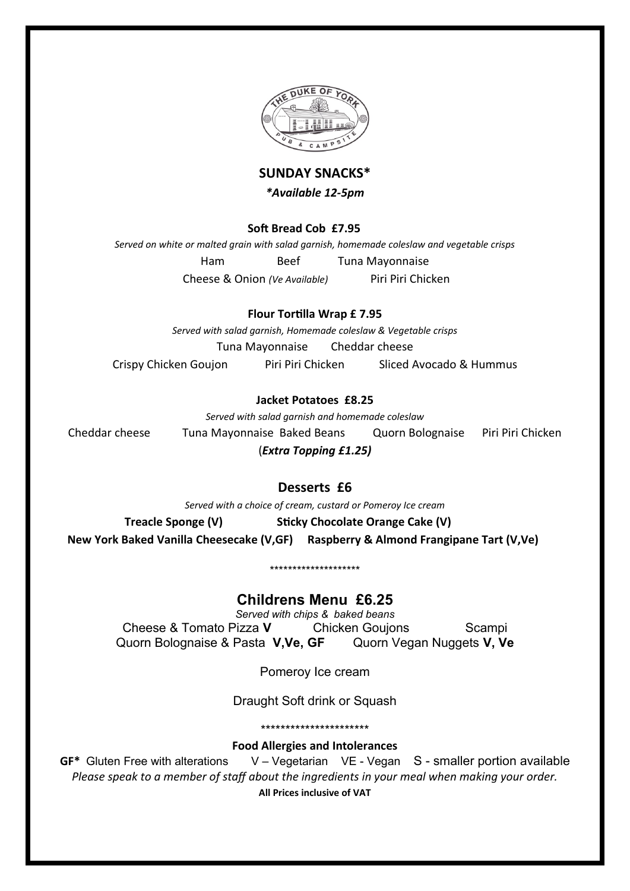## SUNDAY SNACKS*

***Available 12-5pm***

**Soft Bread Cob £7.95**

*Served on white or malted grain with salad garnish, homemade coleslaw and vegetable crisps*

Ham Beef Tuna Mayonnaise

Cheese & Onion *(Ve Available)* Piri Piri Chicken

**Flour Tortilla Wrap £ 7.95**

*Served with salad garnish, Homemade coleslaw & Vegetable crisps*

Tuna Mayonnaise Cheddar cheese

Crispy Chicken Goujon Piri Piri Chicken Sliced Avocado & Hummus

**Jacket Potatoes £8.25**

*Served with salad garnish and homemade coleslaw*

Cheddar cheese Tuna Mayonnaise Baked Beans Quorn Bolognaise Piri Piri Chicken

(***Extra Topping £1.25)***

### Desserts £6

*Served with a choice of cream, custard or Pomeroy Ice cream*

**Treacle Sponge (V)** **Sticky Chocolate Orange Cake (V)**

**New York Baked Vanilla Cheesecake (V,GF)** **Raspberry & Almond Frangipane Tart (V,Ve)**

********************

## Childrens Menu £6.25

*Served with chips & baked beans*

Cheese & Tomato Pizza **V** Chicken Goujons Scampi

Quorn Bolognaise & Pasta **V,Ve, GF** Quorn Vegan Nuggets **V, Ve**

Pomeroy Ice cream

Draught Soft drink or Squash

**********************

**Food Allergies and Intolerances**

**GF*** Gluten Free with alterations V – Vegetarian VE - Vegan S - smaller portion available

*Please speak to a member of staff about the ingredients in your meal when making your order.*

**All Prices inclusive of VAT**